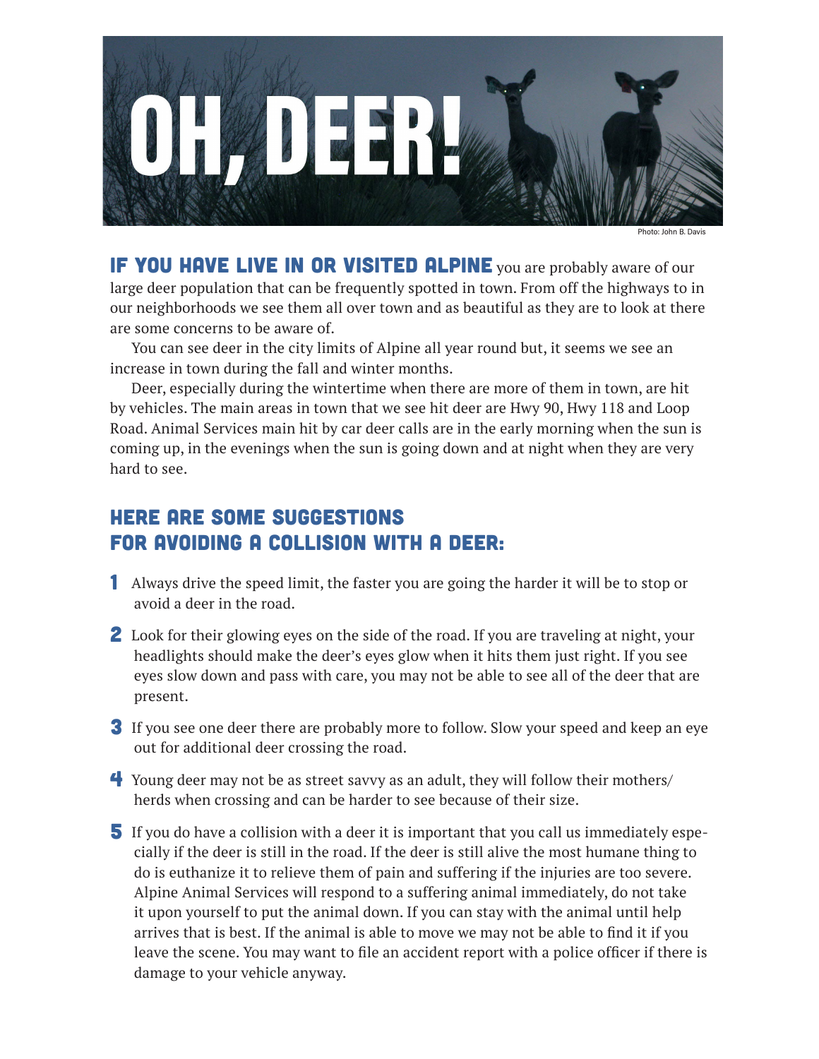# OH, DEER!

Photo: John B. Davis

**IF YOU HAVE LIVE IN OR VISITED ALPINE** you are probably aware of our large deer population that can be frequently spotted in town. From off the highways to in our neighborhoods we see them all over town and as beautiful as they are to look at there are some concerns to be aware of.

You can see deer in the city limits of Alpine all year round but, it seems we see an increase in town during the fall and winter months.

Deer, especially during the wintertime when there are more of them in town, are hit by vehicles. The main areas in town that we see hit deer are Hwy 90, Hwy 118 and Loop Road. Animal Services main hit by car deer calls are in the early morning when the sun is coming up, in the evenings when the sun is going down and at night when they are very hard to see.

## HERE ARE SOME SUGGESTIONS FOR AVOIDING A COLLISION WITH A DEER:

1. Always drive the speed limit, the faster you are going the harder it will be to stop or avoid a deer in the road.
2. Look for their glowing eyes on the side of the road. If you are traveling at night, your headlights should make the deer's eyes glow when it hits them just right. If you see eyes slow down and pass with care, you may not be able to see all of the deer that are present.
3. If you see one deer there are probably more to follow. Slow your speed and keep an eye out for additional deer crossing the road.
4. Young deer may not be as street savvy as an adult, they will follow their mothers/herds when crossing and can be harder to see because of their size.
5. If you do have a collision with a deer it is important that you call us immediately especially if the deer is still in the road. If the deer is still alive the most humane thing to do is euthanize it to relieve them of pain and suffering if the injuries are too severe. Alpine Animal Services will respond to a suffering animal immediately, do not take it upon yourself to put the animal down. If you can stay with the animal until help arrives that is best. If the animal is able to move we may not be able to find it if you leave the scene. You may want to file an accident report with a police officer if there is damage to your vehicle anyway.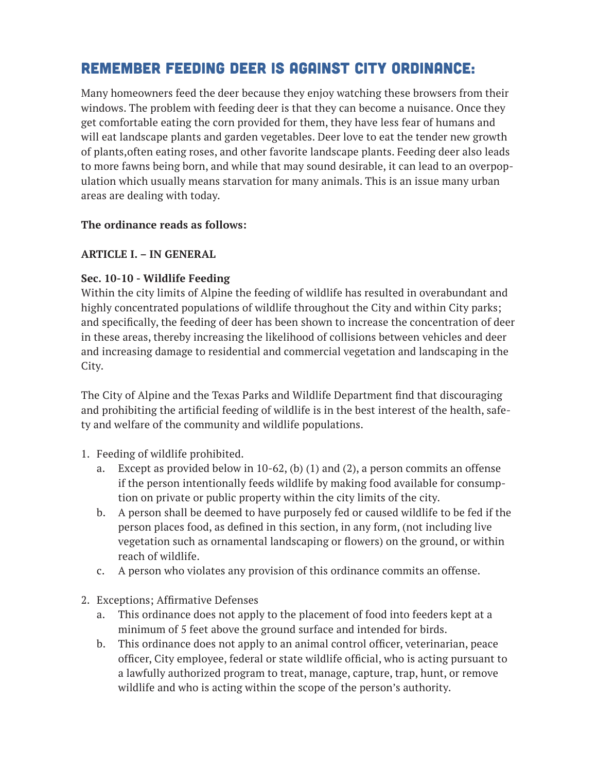# REMEMBER FEEDING DEER IS AGAINST CITY ORDINANCE:

Many homeowners feed the deer because they enjoy watching these browsers from their windows. The problem with feeding deer is that they can become a nuisance. Once they get comfortable eating the corn provided for them, they have less fear of humans and will eat landscape plants and garden vegetables. Deer love to eat the tender new growth of plants,often eating roses, and other favorite landscape plants. Feeding deer also leads to more fawns being born, and while that may sound desirable, it can lead to an overpopulation which usually means starvation for many animals. This is an issue many urban areas are dealing with today.

**The ordinance reads as follows:**

**ARTICLE I. – IN GENERAL**

**Sec. 10-10 - Wildlife Feeding**

Within the city limits of Alpine the feeding of wildlife has resulted in overabundant and highly concentrated populations of wildlife throughout the City and within City parks; and specifically, the feeding of deer has been shown to increase the concentration of deer in these areas, thereby increasing the likelihood of collisions between vehicles and deer and increasing damage to residential and commercial vegetation and landscaping in the City.

The City of Alpine and the Texas Parks and Wildlife Department find that discouraging and prohibiting the artificial feeding of wildlife is in the best interest of the health, safety and welfare of the community and wildlife populations.

1. Feeding of wildlife prohibited.
   a. Except as provided below in 10-62, (b) (1) and (2), a person commits an offense if the person intentionally feeds wildlife by making food available for consumption on private or public property within the city limits of the city.
   b. A person shall be deemed to have purposely fed or caused wildlife to be fed if the person places food, as defined in this section, in any form, (not including live vegetation such as ornamental landscaping or flowers) on the ground, or within reach of wildlife.
   c. A person who violates any provision of this ordinance commits an offense.

2. Exceptions; Affirmative Defenses
   a. This ordinance does not apply to the placement of food into feeders kept at a minimum of 5 feet above the ground surface and intended for birds.
   b. This ordinance does not apply to an animal control officer, veterinarian, peace officer, City employee, federal or state wildlife official, who is acting pursuant to a lawfully authorized program to treat, manage, capture, trap, hunt, or remove wildlife and who is acting within the scope of the person's authority.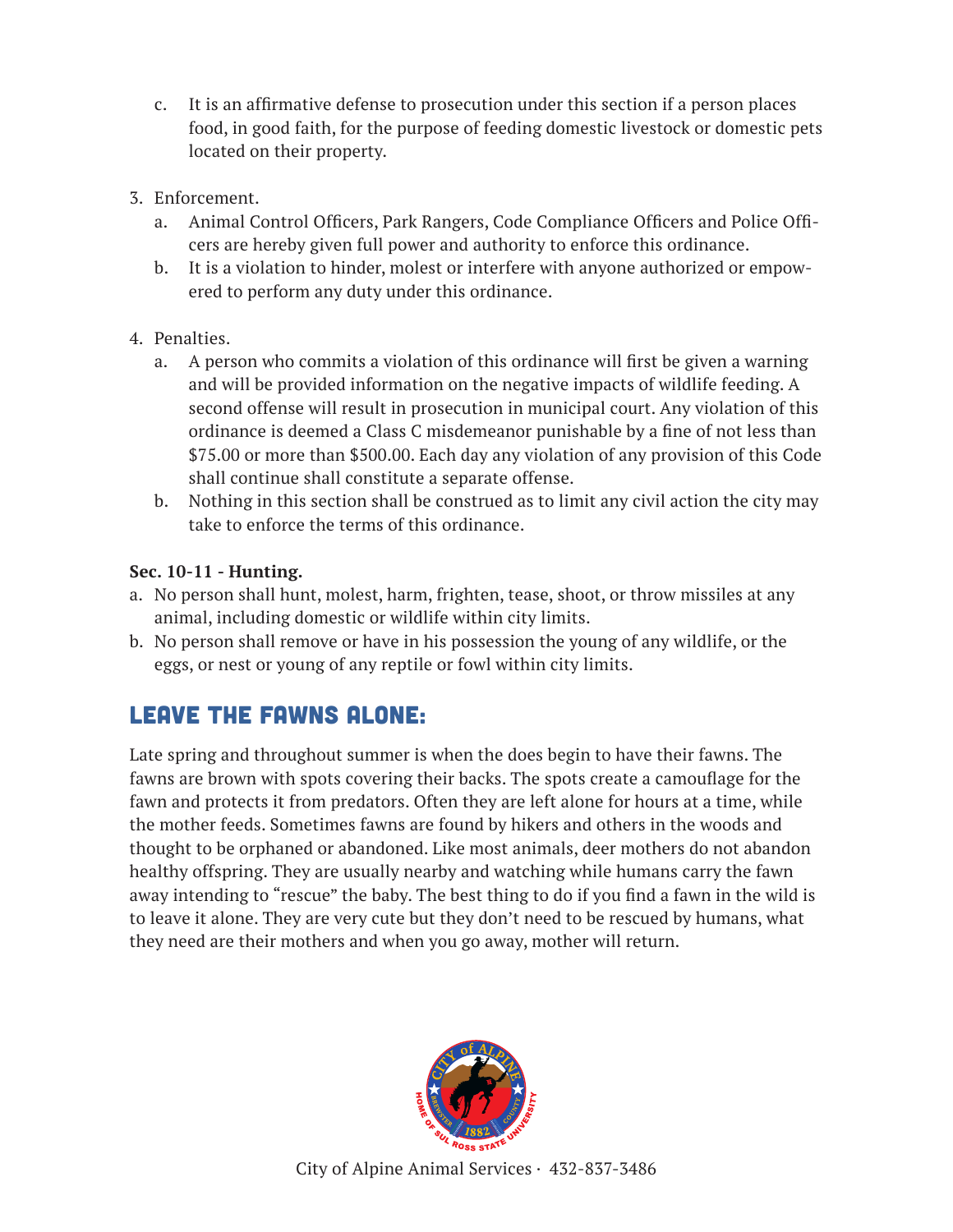c. It is an affirmative defense to prosecution under this section if a person places food, in good faith, for the purpose of feeding domestic livestock or domestic pets located on their property.

3. Enforcement.
   a. Animal Control Officers, Park Rangers, Code Compliance Officers and Police Officers are hereby given full power and authority to enforce this ordinance.
   b. It is a violation to hinder, molest or interfere with anyone authorized or empowered to perform any duty under this ordinance.

4. Penalties.
   a. A person who commits a violation of this ordinance will first be given a warning and will be provided information on the negative impacts of wildlife feeding. A second offense will result in prosecution in municipal court. Any violation of this ordinance is deemed a Class C misdemeanor punishable by a fine of not less than $75.00 or more than $500.00. Each day any violation of any provision of this Code shall continue shall constitute a separate offense.
   b. Nothing in this section shall be construed as to limit any civil action the city may take to enforce the terms of this ordinance.

**Sec. 10-11 - Hunting.**

a. No person shall hunt, molest, harm, frighten, tease, shoot, or throw missiles at any animal, including domestic or wildlife within city limits.
b. No person shall remove or have in his possession the young of any wildlife, or the eggs, or nest or young of any reptile or fowl within city limits.

## LEAVE THE FAWNS ALONE:

Late spring and throughout summer is when the does begin to have their fawns. The fawns are brown with spots covering their backs. The spots create a camouflage for the fawn and protects it from predators. Often they are left alone for hours at a time, while the mother feeds. Sometimes fawns are found by hikers and others in the woods and thought to be orphaned or abandoned. Like most animals, deer mothers do not abandon healthy offspring. They are usually nearby and watching while humans carry the fawn away intending to "rescue" the baby. The best thing to do if you find a fawn in the wild is to leave it alone. They are very cute but they don't need to be rescued by humans, what they need are their mothers and when you go away, mother will return.

City of Alpine Animal Services · 432-837-3486